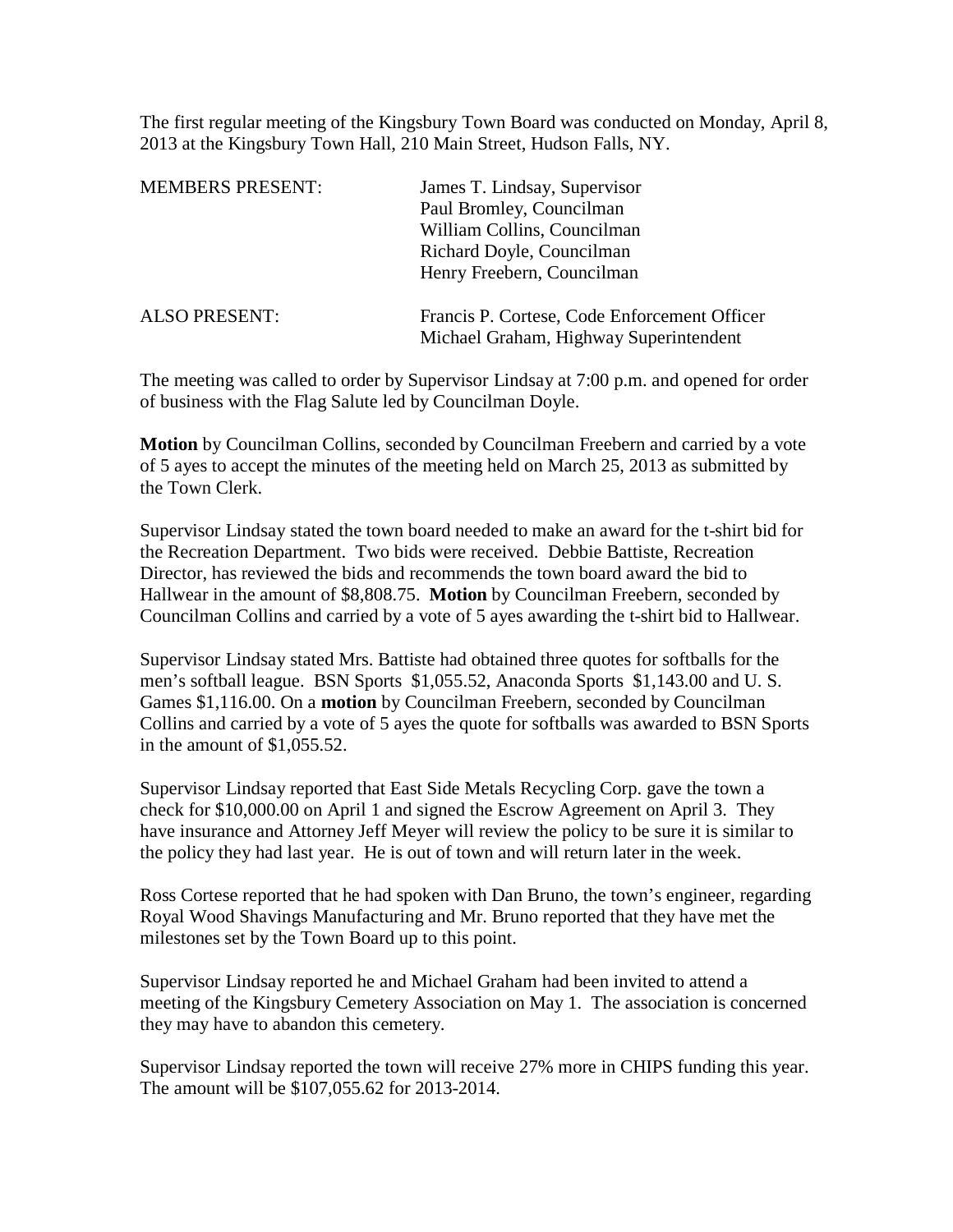The first regular meeting of the Kingsbury Town Board was conducted on Monday, April 8, 2013 at the Kingsbury Town Hall, 210 Main Street, Hudson Falls, NY.

| | |
|---|---|
| MEMBERS PRESENT: | James T. Lindsay, Supervisor<br>Paul Bromley, Councilman<br>William Collins, Councilman<br>Richard Doyle, Councilman<br>Henry Freebern, Councilman |
| ALSO PRESENT: | Francis P. Cortese, Code Enforcement Officer<br>Michael Graham, Highway Superintendent |

The meeting was called to order by Supervisor Lindsay at 7:00 p.m. and opened for order of business with the Flag Salute led by Councilman Doyle.

**Motion** by Councilman Collins, seconded by Councilman Freebern and carried by a vote of 5 ayes to accept the minutes of the meeting held on March 25, 2013 as submitted by the Town Clerk.

Supervisor Lindsay stated the town board needed to make an award for the t-shirt bid for the Recreation Department. Two bids were received. Debbie Battiste, Recreation Director, has reviewed the bids and recommends the town board award the bid to Hallwear in the amount of $8,808.75. **Motion** by Councilman Freebern, seconded by Councilman Collins and carried by a vote of 5 ayes awarding the t-shirt bid to Hallwear.

Supervisor Lindsay stated Mrs. Battiste had obtained three quotes for softballs for the men's softball league. BSN Sports $1,055.52, Anaconda Sports $1,143.00 and U. S. Games $1,116.00. On a **motion** by Councilman Freebern, seconded by Councilman Collins and carried by a vote of 5 ayes the quote for softballs was awarded to BSN Sports in the amount of $1,055.52.

Supervisor Lindsay reported that East Side Metals Recycling Corp. gave the town a check for $10,000.00 on April 1 and signed the Escrow Agreement on April 3. They have insurance and Attorney Jeff Meyer will review the policy to be sure it is similar to the policy they had last year. He is out of town and will return later in the week.

Ross Cortese reported that he had spoken with Dan Bruno, the town's engineer, regarding Royal Wood Shavings Manufacturing and Mr. Bruno reported that they have met the milestones set by the Town Board up to this point.

Supervisor Lindsay reported he and Michael Graham had been invited to attend a meeting of the Kingsbury Cemetery Association on May 1. The association is concerned they may have to abandon this cemetery.

Supervisor Lindsay reported the town will receive 27% more in CHIPS funding this year. The amount will be $107,055.62 for 2013-2014.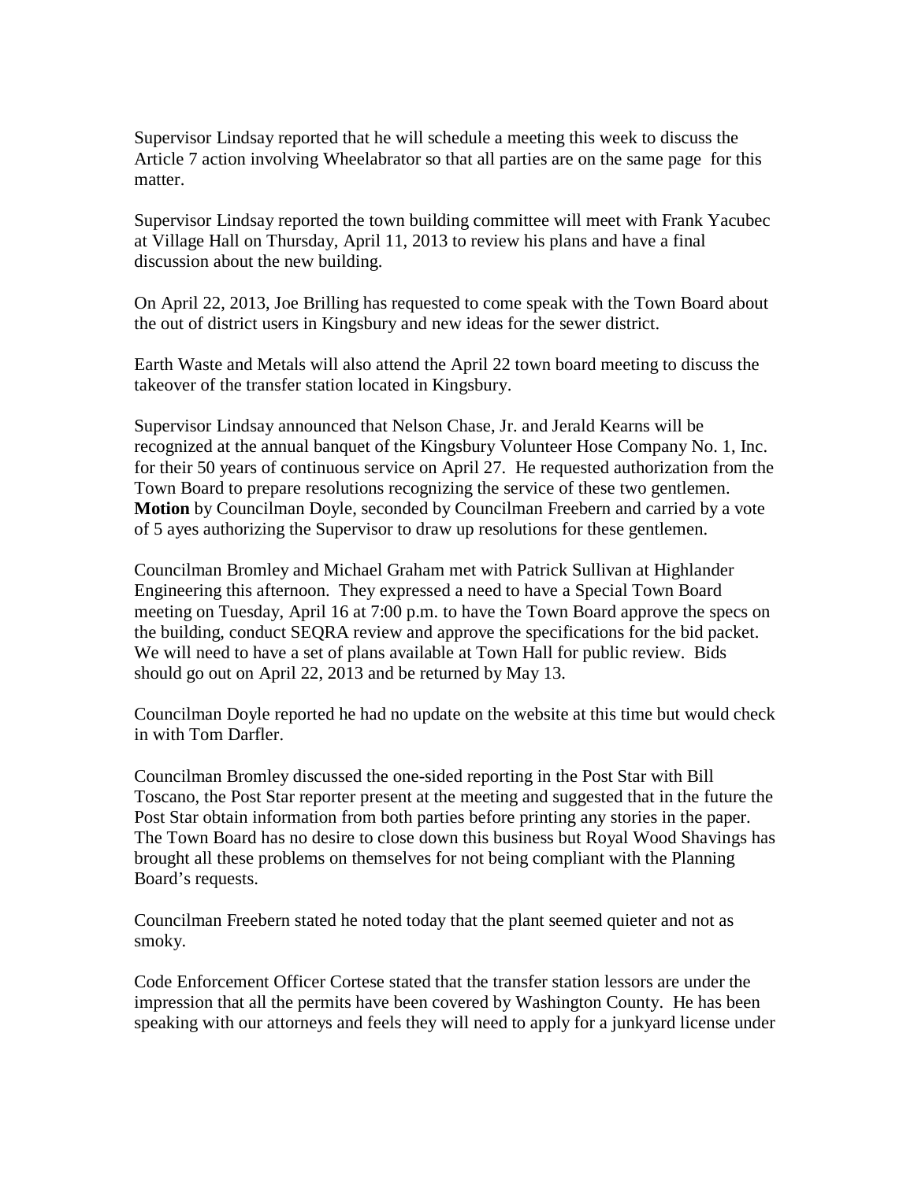Supervisor Lindsay reported that he will schedule a meeting this week to discuss the Article 7 action involving Wheelabrator so that all parties are on the same page for this matter.

Supervisor Lindsay reported the town building committee will meet with Frank Yacubec at Village Hall on Thursday, April 11, 2013 to review his plans and have a final discussion about the new building.

On April 22, 2013, Joe Brilling has requested to come speak with the Town Board about the out of district users in Kingsbury and new ideas for the sewer district.

Earth Waste and Metals will also attend the April 22 town board meeting to discuss the takeover of the transfer station located in Kingsbury.

Supervisor Lindsay announced that Nelson Chase, Jr. and Jerald Kearns will be recognized at the annual banquet of the Kingsbury Volunteer Hose Company No. 1, Inc. for their 50 years of continuous service on April 27. He requested authorization from the Town Board to prepare resolutions recognizing the service of these two gentlemen. **Motion** by Councilman Doyle, seconded by Councilman Freebern and carried by a vote of 5 ayes authorizing the Supervisor to draw up resolutions for these gentlemen.

Councilman Bromley and Michael Graham met with Patrick Sullivan at Highlander Engineering this afternoon. They expressed a need to have a Special Town Board meeting on Tuesday, April 16 at 7:00 p.m. to have the Town Board approve the specs on the building, conduct SEQRA review and approve the specifications for the bid packet. We will need to have a set of plans available at Town Hall for public review. Bids should go out on April 22, 2013 and be returned by May 13.

Councilman Doyle reported he had no update on the website at this time but would check in with Tom Darfler.

Councilman Bromley discussed the one-sided reporting in the Post Star with Bill Toscano, the Post Star reporter present at the meeting and suggested that in the future the Post Star obtain information from both parties before printing any stories in the paper. The Town Board has no desire to close down this business but Royal Wood Shavings has brought all these problems on themselves for not being compliant with the Planning Board's requests.

Councilman Freebern stated he noted today that the plant seemed quieter and not as smoky.

Code Enforcement Officer Cortese stated that the transfer station lessors are under the impression that all the permits have been covered by Washington County. He has been speaking with our attorneys and feels they will need to apply for a junkyard license under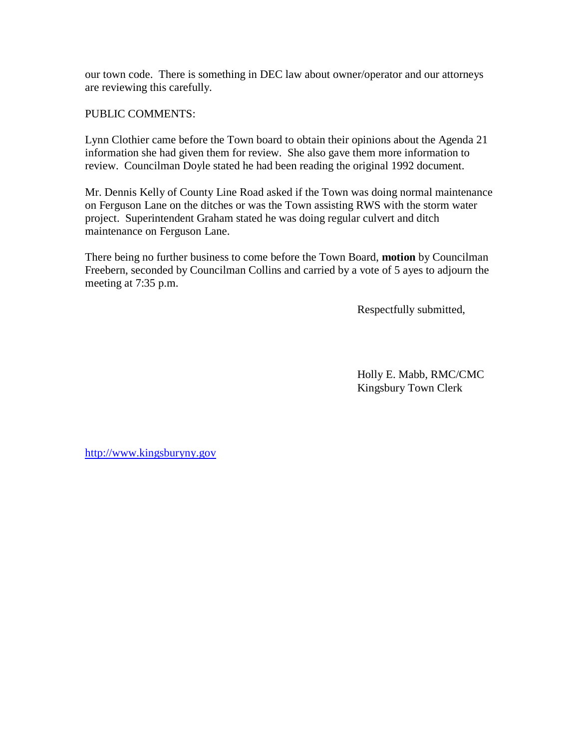our town code. There is something in DEC law about owner/operator and our attorneys are reviewing this carefully.

PUBLIC COMMENTS:

Lynn Clothier came before the Town board to obtain their opinions about the Agenda 21 information she had given them for review. She also gave them more information to review. Councilman Doyle stated he had been reading the original 1992 document.

Mr. Dennis Kelly of County Line Road asked if the Town was doing normal maintenance on Ferguson Lane on the ditches or was the Town assisting RWS with the storm water project. Superintendent Graham stated he was doing regular culvert and ditch maintenance on Ferguson Lane.

There being no further business to come before the Town Board, **motion** by Councilman Freebern, seconded by Councilman Collins and carried by a vote of 5 ayes to adjourn the meeting at 7:35 p.m.

Respectfully submitted,

Holly E. Mabb, RMC/CMC
Kingsbury Town Clerk

http://www.kingsburyny.gov